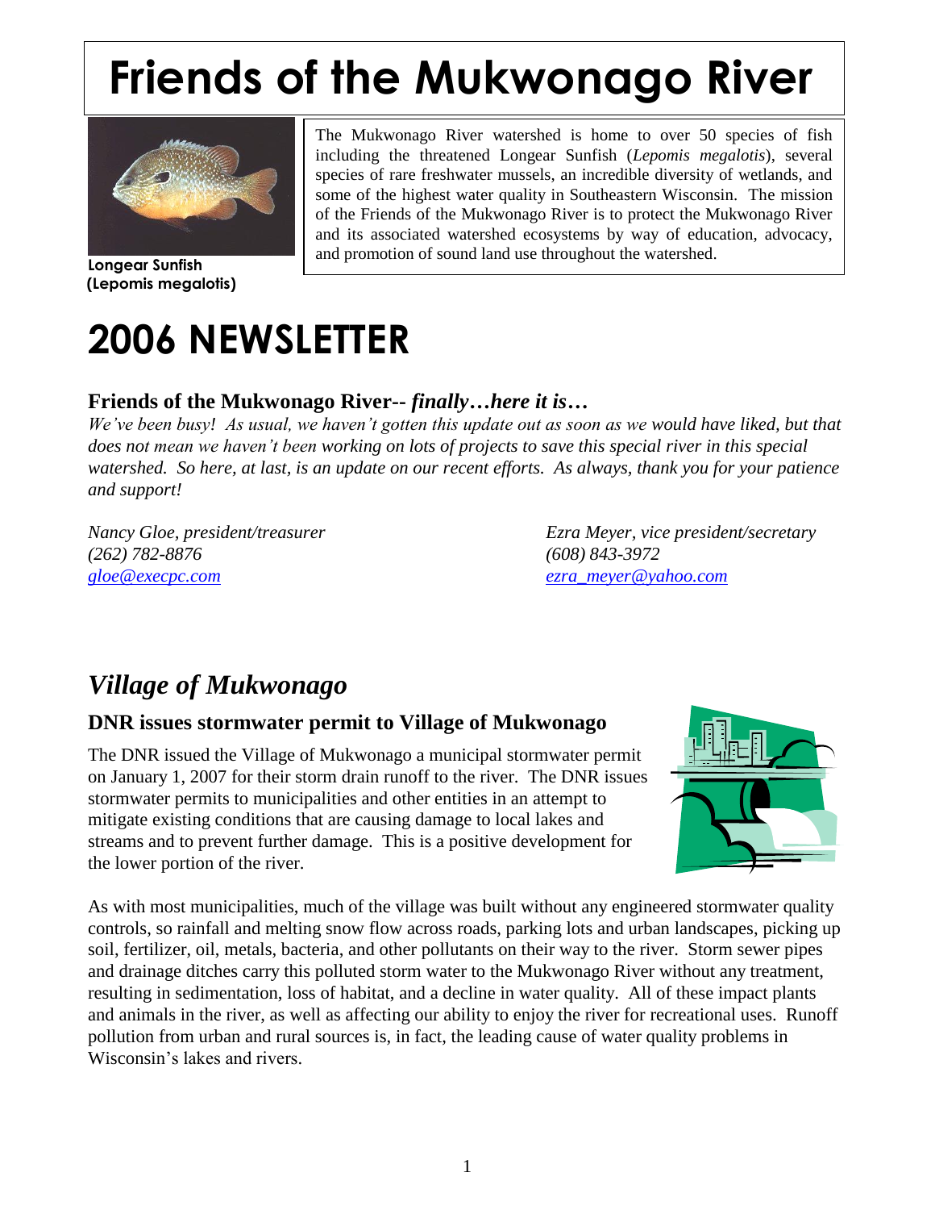# Friends of the Mukwonago River

Longear Sunfish
(Lepomis megalotis)

The Mukwonago River watershed is home to over 50 species of fish including the threatened Longear Sunfish (*Lepomis megalotis*), several species of rare freshwater mussels, an incredible diversity of wetlands, and some of the highest water quality in Southeastern Wisconsin. The mission of the Friends of the Mukwonago River is to protect the Mukwonago River and its associated watershed ecosystems by way of education, advocacy, and promotion of sound land use throughout the watershed.

# 2006 NEWSLETTER

### Friends of the Mukwonago River-- *finally…here it is…*

*We've been busy! As usual, we haven't gotten this update out as soon as we would have liked, but that does not mean we haven't been working on lots of projects to save this special river in this special watershed. So here, at last, is an update on our recent efforts. As always, thank you for your patience and support!*

*Nancy Gloe, president/treasurer*
*(262) 782-8876*
*gloe@execpc.com*

*Ezra Meyer, vice president/secretary*
*(608) 843-3972*
*ezra_meyer@yahoo.com*

## *Village of Mukwonago*

### DNR issues stormwater permit to Village of Mukwonago

The DNR issued the Village of Mukwonago a municipal stormwater permit on January 1, 2007 for their storm drain runoff to the river. The DNR issues stormwater permits to municipalities and other entities in an attempt to mitigate existing conditions that are causing damage to local lakes and streams and to prevent further damage. This is a positive development for the lower portion of the river.

As with most municipalities, much of the village was built without any engineered stormwater quality controls, so rainfall and melting snow flow across roads, parking lots and urban landscapes, picking up soil, fertilizer, oil, metals, bacteria, and other pollutants on their way to the river. Storm sewer pipes and drainage ditches carry this polluted storm water to the Mukwonago River without any treatment, resulting in sedimentation, loss of habitat, and a decline in water quality. All of these impact plants and animals in the river, as well as affecting our ability to enjoy the river for recreational uses. Runoff pollution from urban and rural sources is, in fact, the leading cause of water quality problems in Wisconsin's lakes and rivers.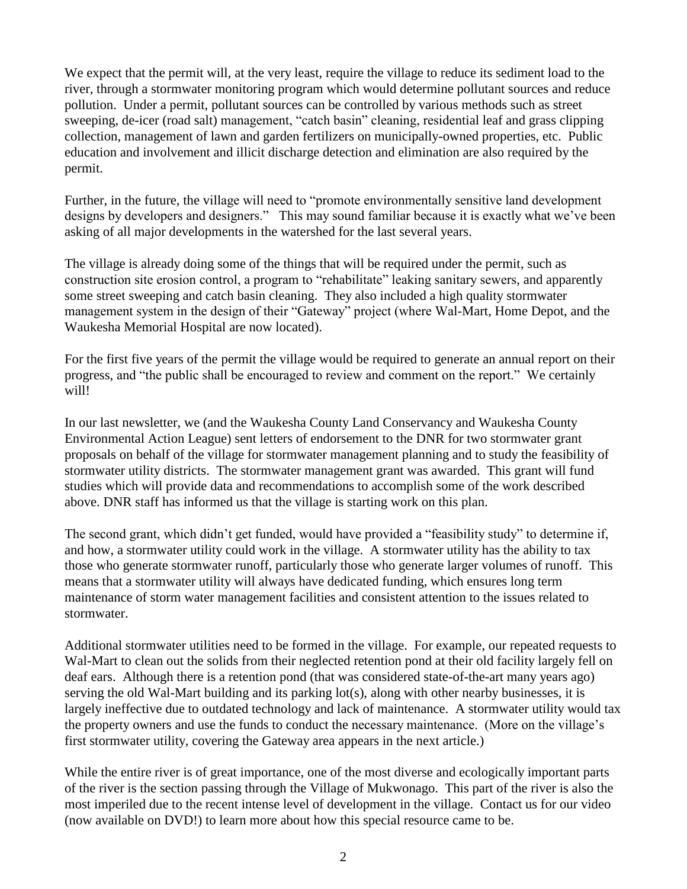We expect that the permit will, at the very least, require the village to reduce its sediment load to the river, through a stormwater monitoring program which would determine pollutant sources and reduce pollution. Under a permit, pollutant sources can be controlled by various methods such as street sweeping, de-icer (road salt) management, "catch basin" cleaning, residential leaf and grass clipping collection, management of lawn and garden fertilizers on municipally-owned properties, etc. Public education and involvement and illicit discharge detection and elimination are also required by the permit.

Further, in the future, the village will need to "promote environmentally sensitive land development designs by developers and designers." This may sound familiar because it is exactly what we've been asking of all major developments in the watershed for the last several years.

The village is already doing some of the things that will be required under the permit, such as construction site erosion control, a program to "rehabilitate" leaking sanitary sewers, and apparently some street sweeping and catch basin cleaning. They also included a high quality stormwater management system in the design of their "Gateway" project (where Wal-Mart, Home Depot, and the Waukesha Memorial Hospital are now located).

For the first five years of the permit the village would be required to generate an annual report on their progress, and "the public shall be encouraged to review and comment on the report." We certainly will!

In our last newsletter, we (and the Waukesha County Land Conservancy and Waukesha County Environmental Action League) sent letters of endorsement to the DNR for two stormwater grant proposals on behalf of the village for stormwater management planning and to study the feasibility of stormwater utility districts. The stormwater management grant was awarded. This grant will fund studies which will provide data and recommendations to accomplish some of the work described above. DNR staff has informed us that the village is starting work on this plan.

The second grant, which didn't get funded, would have provided a "feasibility study" to determine if, and how, a stormwater utility could work in the village. A stormwater utility has the ability to tax those who generate stormwater runoff, particularly those who generate larger volumes of runoff. This means that a stormwater utility will always have dedicated funding, which ensures long term maintenance of storm water management facilities and consistent attention to the issues related to stormwater.

Additional stormwater utilities need to be formed in the village. For example, our repeated requests to Wal-Mart to clean out the solids from their neglected retention pond at their old facility largely fell on deaf ears. Although there is a retention pond (that was considered state-of-the-art many years ago) serving the old Wal-Mart building and its parking lot(s), along with other nearby businesses, it is largely ineffective due to outdated technology and lack of maintenance. A stormwater utility would tax the property owners and use the funds to conduct the necessary maintenance. (More on the village's first stormwater utility, covering the Gateway area appears in the next article.)

While the entire river is of great importance, one of the most diverse and ecologically important parts of the river is the section passing through the Village of Mukwonago. This part of the river is also the most imperiled due to the recent intense level of development in the village. Contact us for our video (now available on DVD!) to learn more about how this special resource came to be.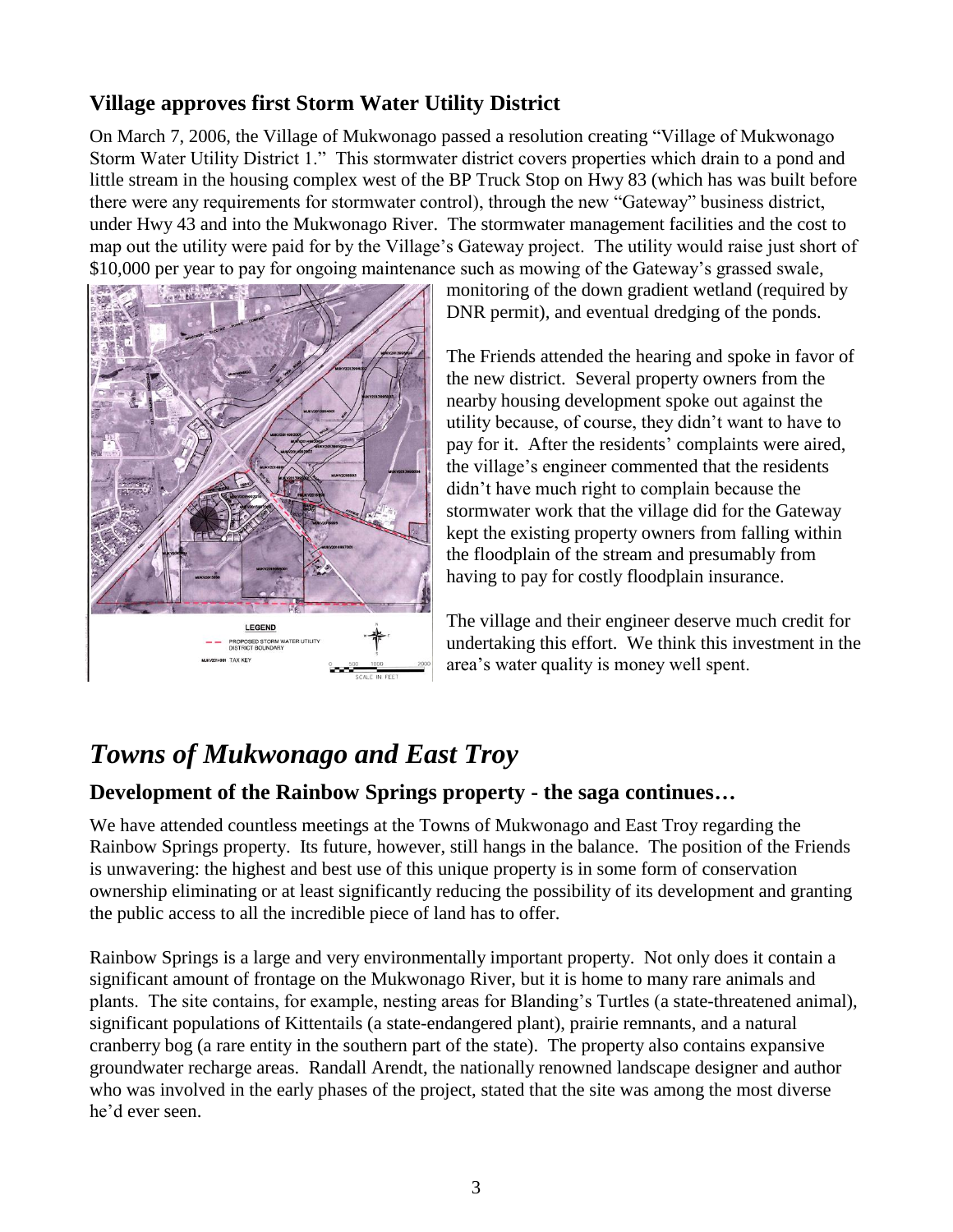## Village approves first Storm Water Utility District

On March 7, 2006, the Village of Mukwonago passed a resolution creating "Village of Mukwonago Storm Water Utility District 1." This stormwater district covers properties which drain to a pond and little stream in the housing complex west of the BP Truck Stop on Hwy 83 (which has was built before there were any requirements for stormwater control), through the new "Gateway" business district, under Hwy 43 and into the Mukwonago River. The stormwater management facilities and the cost to map out the utility were paid for by the Village's Gateway project. The utility would raise just short of $10,000 per year to pay for ongoing maintenance such as mowing of the Gateway's grassed swale, monitoring of the down gradient wetland (required by DNR permit), and eventual dredging of the ponds.

The Friends attended the hearing and spoke in favor of the new district. Several property owners from the nearby housing development spoke out against the utility because, of course, they didn't want to have to pay for it. After the residents' complaints were aired, the village's engineer commented that the residents didn't have much right to complain because the stormwater work that the village did for the Gateway kept the existing property owners from falling within the floodplain of the stream and presumably from having to pay for costly floodplain insurance.

The village and their engineer deserve much credit for undertaking this effort. We think this investment in the area's water quality is money well spent.

# *Towns of Mukwonago and East Troy*

## Development of the Rainbow Springs property - the saga continues…

We have attended countless meetings at the Towns of Mukwonago and East Troy regarding the Rainbow Springs property. Its future, however, still hangs in the balance. The position of the Friends is unwavering: the highest and best use of this unique property is in some form of conservation ownership eliminating or at least significantly reducing the possibility of its development and granting the public access to all the incredible piece of land has to offer.

Rainbow Springs is a large and very environmentally important property. Not only does it contain a significant amount of frontage on the Mukwonago River, but it is home to many rare animals and plants. The site contains, for example, nesting areas for Blanding's Turtles (a state-threatened animal), significant populations of Kittentails (a state-endangered plant), prairie remnants, and a natural cranberry bog (a rare entity in the southern part of the state). The property also contains expansive groundwater recharge areas. Randall Arendt, the nationally renowned landscape designer and author who was involved in the early phases of the project, stated that the site was among the most diverse he'd ever seen.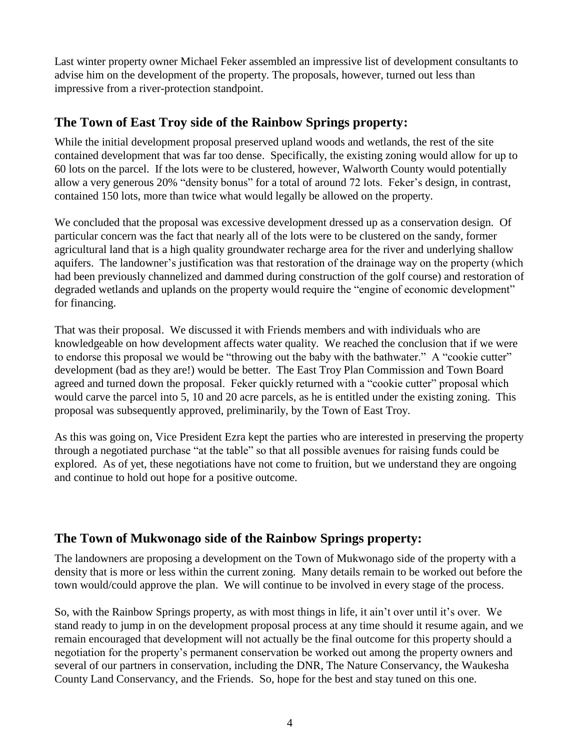Last winter property owner Michael Feker assembled an impressive list of development consultants to advise him on the development of the property. The proposals, however, turned out less than impressive from a river-protection standpoint.

## The Town of East Troy side of the Rainbow Springs property:

While the initial development proposal preserved upland woods and wetlands, the rest of the site contained development that was far too dense. Specifically, the existing zoning would allow for up to 60 lots on the parcel. If the lots were to be clustered, however, Walworth County would potentially allow a very generous 20% "density bonus" for a total of around 72 lots. Feker's design, in contrast, contained 150 lots, more than twice what would legally be allowed on the property.

We concluded that the proposal was excessive development dressed up as a conservation design. Of particular concern was the fact that nearly all of the lots were to be clustered on the sandy, former agricultural land that is a high quality groundwater recharge area for the river and underlying shallow aquifers. The landowner's justification was that restoration of the drainage way on the property (which had been previously channelized and dammed during construction of the golf course) and restoration of degraded wetlands and uplands on the property would require the "engine of economic development" for financing.

That was their proposal. We discussed it with Friends members and with individuals who are knowledgeable on how development affects water quality. We reached the conclusion that if we were to endorse this proposal we would be "throwing out the baby with the bathwater." A "cookie cutter" development (bad as they are!) would be better. The East Troy Plan Commission and Town Board agreed and turned down the proposal. Feker quickly returned with a "cookie cutter" proposal which would carve the parcel into 5, 10 and 20 acre parcels, as he is entitled under the existing zoning. This proposal was subsequently approved, preliminarily, by the Town of East Troy.

As this was going on, Vice President Ezra kept the parties who are interested in preserving the property through a negotiated purchase "at the table" so that all possible avenues for raising funds could be explored. As of yet, these negotiations have not come to fruition, but we understand they are ongoing and continue to hold out hope for a positive outcome.

## The Town of Mukwonago side of the Rainbow Springs property:

The landowners are proposing a development on the Town of Mukwonago side of the property with a density that is more or less within the current zoning. Many details remain to be worked out before the town would/could approve the plan. We will continue to be involved in every stage of the process.

So, with the Rainbow Springs property, as with most things in life, it ain't over until it's over. We stand ready to jump in on the development proposal process at any time should it resume again, and we remain encouraged that development will not actually be the final outcome for this property should a negotiation for the property's permanent conservation be worked out among the property owners and several of our partners in conservation, including the DNR, The Nature Conservancy, the Waukesha County Land Conservancy, and the Friends. So, hope for the best and stay tuned on this one.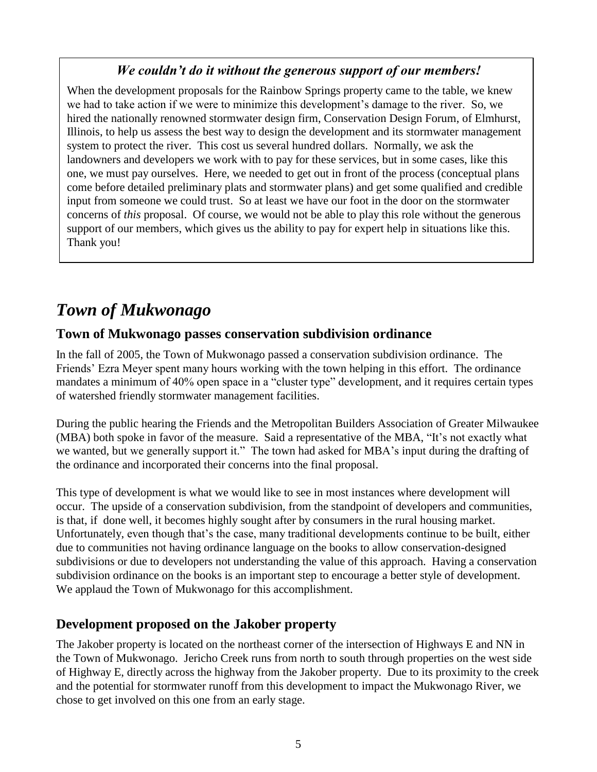### *We couldn't do it without the generous support of our members!*

When the development proposals for the Rainbow Springs property came to the table, we knew we had to take action if we were to minimize this development's damage to the river. So, we hired the nationally renowned stormwater design firm, Conservation Design Forum, of Elmhurst, Illinois, to help us assess the best way to design the development and its stormwater management system to protect the river. This cost us several hundred dollars. Normally, we ask the landowners and developers we work with to pay for these services, but in some cases, like this one, we must pay ourselves. Here, we needed to get out in front of the process (conceptual plans come before detailed preliminary plats and stormwater plans) and get some qualified and credible input from someone we could trust. So at least we have our foot in the door on the stormwater concerns of *this* proposal. Of course, we would not be able to play this role without the generous support of our members, which gives us the ability to pay for expert help in situations like this. Thank you!

# *Town of Mukwonago*

## Town of Mukwonago passes conservation subdivision ordinance

In the fall of 2005, the Town of Mukwonago passed a conservation subdivision ordinance. The Friends' Ezra Meyer spent many hours working with the town helping in this effort. The ordinance mandates a minimum of 40% open space in a "cluster type" development, and it requires certain types of watershed friendly stormwater management facilities.

During the public hearing the Friends and the Metropolitan Builders Association of Greater Milwaukee (MBA) both spoke in favor of the measure. Said a representative of the MBA, "It's not exactly what we wanted, but we generally support it." The town had asked for MBA's input during the drafting of the ordinance and incorporated their concerns into the final proposal.

This type of development is what we would like to see in most instances where development will occur. The upside of a conservation subdivision, from the standpoint of developers and communities, is that, if done well, it becomes highly sought after by consumers in the rural housing market. Unfortunately, even though that's the case, many traditional developments continue to be built, either due to communities not having ordinance language on the books to allow conservation-designed subdivisions or due to developers not understanding the value of this approach. Having a conservation subdivision ordinance on the books is an important step to encourage a better style of development. We applaud the Town of Mukwonago for this accomplishment.

## Development proposed on the Jakober property

The Jakober property is located on the northeast corner of the intersection of Highways E and NN in the Town of Mukwonago. Jericho Creek runs from north to south through properties on the west side of Highway E, directly across the highway from the Jakober property. Due to its proximity to the creek and the potential for stormwater runoff from this development to impact the Mukwonago River, we chose to get involved on this one from an early stage.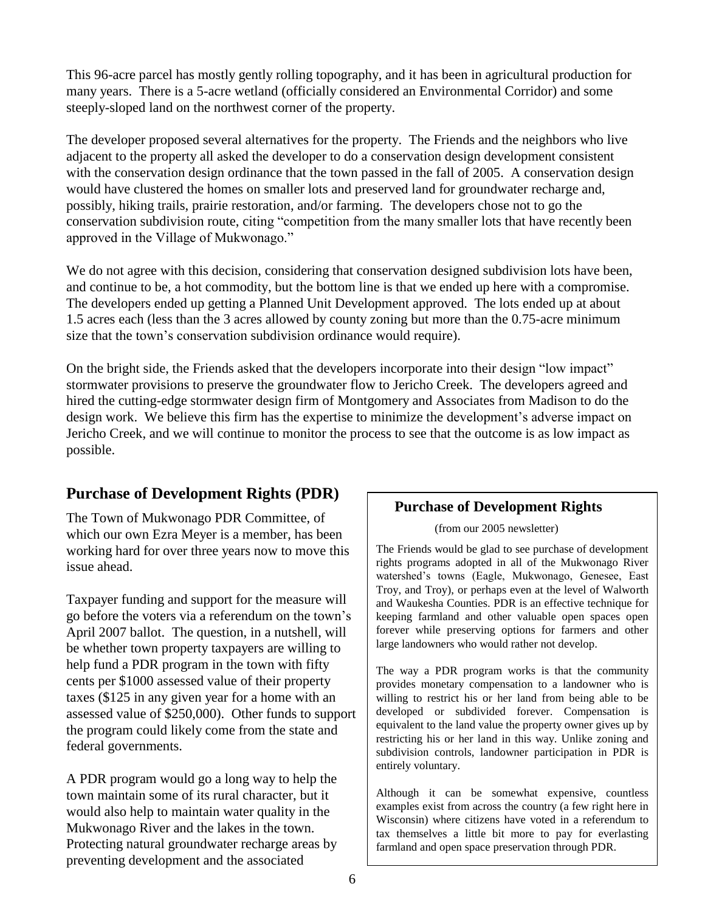This 96-acre parcel has mostly gently rolling topography, and it has been in agricultural production for many years. There is a 5-acre wetland (officially considered an Environmental Corridor) and some steeply-sloped land on the northwest corner of the property.

The developer proposed several alternatives for the property. The Friends and the neighbors who live adjacent to the property all asked the developer to do a conservation design development consistent with the conservation design ordinance that the town passed in the fall of 2005. A conservation design would have clustered the homes on smaller lots and preserved land for groundwater recharge and, possibly, hiking trails, prairie restoration, and/or farming. The developers chose not to go the conservation subdivision route, citing "competition from the many smaller lots that have recently been approved in the Village of Mukwonago."

We do not agree with this decision, considering that conservation designed subdivision lots have been, and continue to be, a hot commodity, but the bottom line is that we ended up here with a compromise. The developers ended up getting a Planned Unit Development approved. The lots ended up at about 1.5 acres each (less than the 3 acres allowed by county zoning but more than the 0.75-acre minimum size that the town's conservation subdivision ordinance would require).

On the bright side, the Friends asked that the developers incorporate into their design "low impact" stormwater provisions to preserve the groundwater flow to Jericho Creek. The developers agreed and hired the cutting-edge stormwater design firm of Montgomery and Associates from Madison to do the design work. We believe this firm has the expertise to minimize the development's adverse impact on Jericho Creek, and we will continue to monitor the process to see that the outcome is as low impact as possible.

## Purchase of Development Rights (PDR)

The Town of Mukwonago PDR Committee, of which our own Ezra Meyer is a member, has been working hard for over three years now to move this issue ahead.

Taxpayer funding and support for the measure will go before the voters via a referendum on the town's April 2007 ballot. The question, in a nutshell, will be whether town property taxpayers are willing to help fund a PDR program in the town with fifty cents per $1000 assessed value of their property taxes ($125 in any given year for a home with an assessed value of $250,000). Other funds to support the program could likely come from the state and federal governments.

A PDR program would go a long way to help the town maintain some of its rural character, but it would also help to maintain water quality in the Mukwonago River and the lakes in the town. Protecting natural groundwater recharge areas by preventing development and the associated

### Purchase of Development Rights

(from our 2005 newsletter)

The Friends would be glad to see purchase of development rights programs adopted in all of the Mukwonago River watershed's towns (Eagle, Mukwonago, Genesee, East Troy, and Troy), or perhaps even at the level of Walworth and Waukesha Counties. PDR is an effective technique for keeping farmland and other valuable open spaces open forever while preserving options for farmers and other large landowners who would rather not develop.

The way a PDR program works is that the community provides monetary compensation to a landowner who is willing to restrict his or her land from being able to be developed or subdivided forever. Compensation is equivalent to the land value the property owner gives up by restricting his or her land in this way. Unlike zoning and subdivision controls, landowner participation in PDR is entirely voluntary.

Although it can be somewhat expensive, countless examples exist from across the country (a few right here in Wisconsin) where citizens have voted in a referendum to tax themselves a little bit more to pay for everlasting farmland and open space preservation through PDR.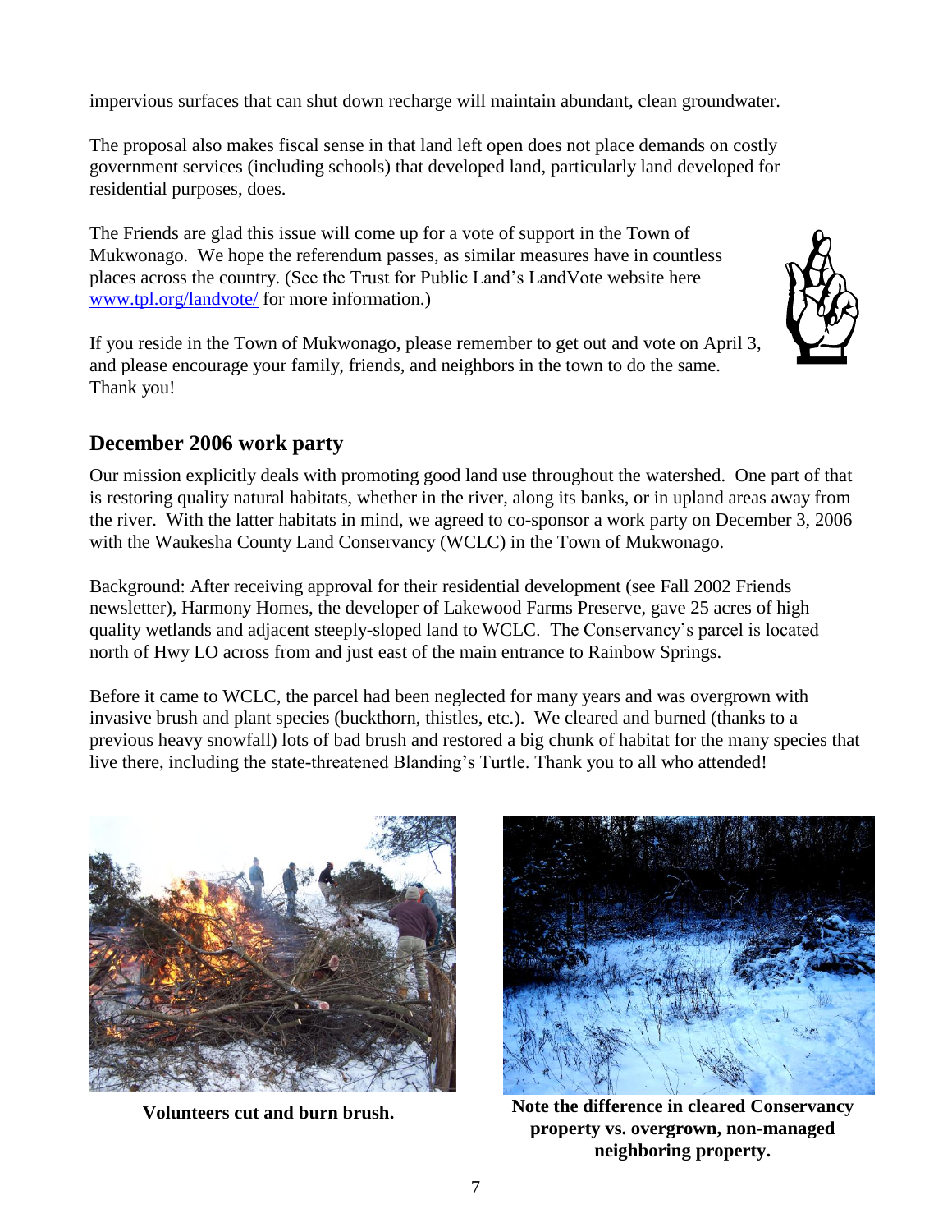impervious surfaces that can shut down recharge will maintain abundant, clean groundwater.

The proposal also makes fiscal sense in that land left open does not place demands on costly government services (including schools) that developed land, particularly land developed for residential purposes, does.

The Friends are glad this issue will come up for a vote of support in the Town of Mukwonago. We hope the referendum passes, as similar measures have in countless places across the country. (See the Trust for Public Land's LandVote website here [www.tpl.org/landvote/](www.tpl.org/landvote/) for more information.)

If you reside in the Town of Mukwonago, please remember to get out and vote on April 3, and please encourage your family, friends, and neighbors in the town to do the same. Thank you!

## December 2006 work party

Our mission explicitly deals with promoting good land use throughout the watershed. One part of that is restoring quality natural habitats, whether in the river, along its banks, or in upland areas away from the river. With the latter habitats in mind, we agreed to co-sponsor a work party on December 3, 2006 with the Waukesha County Land Conservancy (WCLC) in the Town of Mukwonago.

Background: After receiving approval for their residential development (see Fall 2002 Friends newsletter), Harmony Homes, the developer of Lakewood Farms Preserve, gave 25 acres of high quality wetlands and adjacent steeply-sloped land to WCLC. The Conservancy's parcel is located north of Hwy LO across from and just east of the main entrance to Rainbow Springs.

Before it came to WCLC, the parcel had been neglected for many years and was overgrown with invasive brush and plant species (buckthorn, thistles, etc.). We cleared and burned (thanks to a previous heavy snowfall) lots of bad brush and restored a big chunk of habitat for the many species that live there, including the state-threatened Blanding's Turtle. Thank you to all who attended!

**Volunteers cut and burn brush.**

**Note the difference in cleared Conservancy property vs. overgrown, non-managed neighboring property.**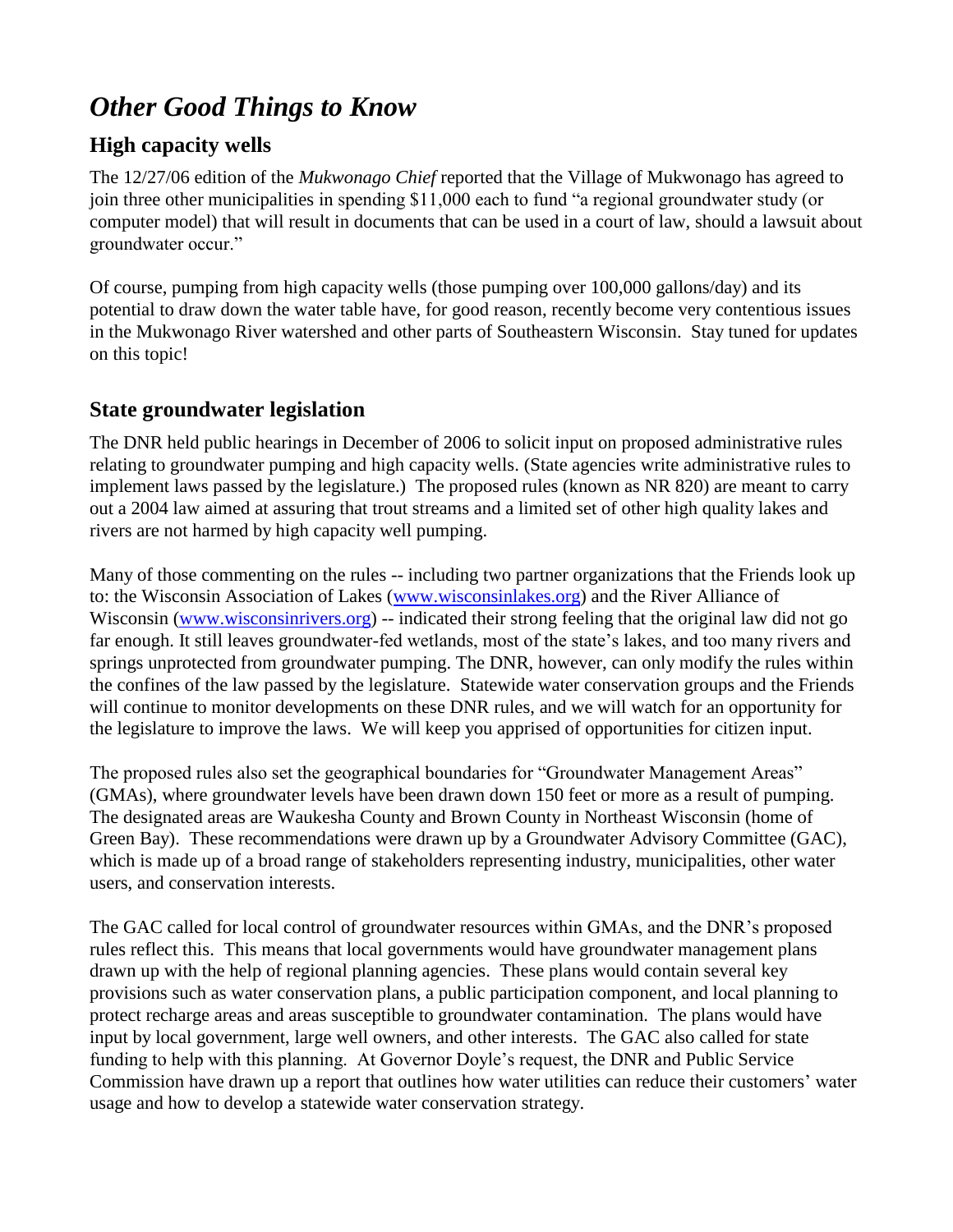# *Other Good Things to Know*

## High capacity wells

The 12/27/06 edition of the *Mukwonago Chief* reported that the Village of Mukwonago has agreed to join three other municipalities in spending $11,000 each to fund "a regional groundwater study (or computer model) that will result in documents that can be used in a court of law, should a lawsuit about groundwater occur."

Of course, pumping from high capacity wells (those pumping over 100,000 gallons/day) and its potential to draw down the water table have, for good reason, recently become very contentious issues in the Mukwonago River watershed and other parts of Southeastern Wisconsin. Stay tuned for updates on this topic!

## State groundwater legislation

The DNR held public hearings in December of 2006 to solicit input on proposed administrative rules relating to groundwater pumping and high capacity wells. (State agencies write administrative rules to implement laws passed by the legislature.) The proposed rules (known as NR 820) are meant to carry out a 2004 law aimed at assuring that trout streams and a limited set of other high quality lakes and rivers are not harmed by high capacity well pumping.

Many of those commenting on the rules -- including two partner organizations that the Friends look up to: the Wisconsin Association of Lakes ([www.wisconsinlakes.org](http://www.wisconsinlakes.org)) and the River Alliance of Wisconsin ([www.wisconsinrivers.org](http://www.wisconsinrivers.org)) -- indicated their strong feeling that the original law did not go far enough. It still leaves groundwater-fed wetlands, most of the state's lakes, and too many rivers and springs unprotected from groundwater pumping. The DNR, however, can only modify the rules within the confines of the law passed by the legislature. Statewide water conservation groups and the Friends will continue to monitor developments on these DNR rules, and we will watch for an opportunity for the legislature to improve the laws. We will keep you apprised of opportunities for citizen input.

The proposed rules also set the geographical boundaries for "Groundwater Management Areas" (GMAs), where groundwater levels have been drawn down 150 feet or more as a result of pumping. The designated areas are Waukesha County and Brown County in Northeast Wisconsin (home of Green Bay). These recommendations were drawn up by a Groundwater Advisory Committee (GAC), which is made up of a broad range of stakeholders representing industry, municipalities, other water users, and conservation interests.

The GAC called for local control of groundwater resources within GMAs, and the DNR's proposed rules reflect this. This means that local governments would have groundwater management plans drawn up with the help of regional planning agencies. These plans would contain several key provisions such as water conservation plans, a public participation component, and local planning to protect recharge areas and areas susceptible to groundwater contamination. The plans would have input by local government, large well owners, and other interests. The GAC also called for state funding to help with this planning. At Governor Doyle's request, the DNR and Public Service Commission have drawn up a report that outlines how water utilities can reduce their customers' water usage and how to develop a statewide water conservation strategy.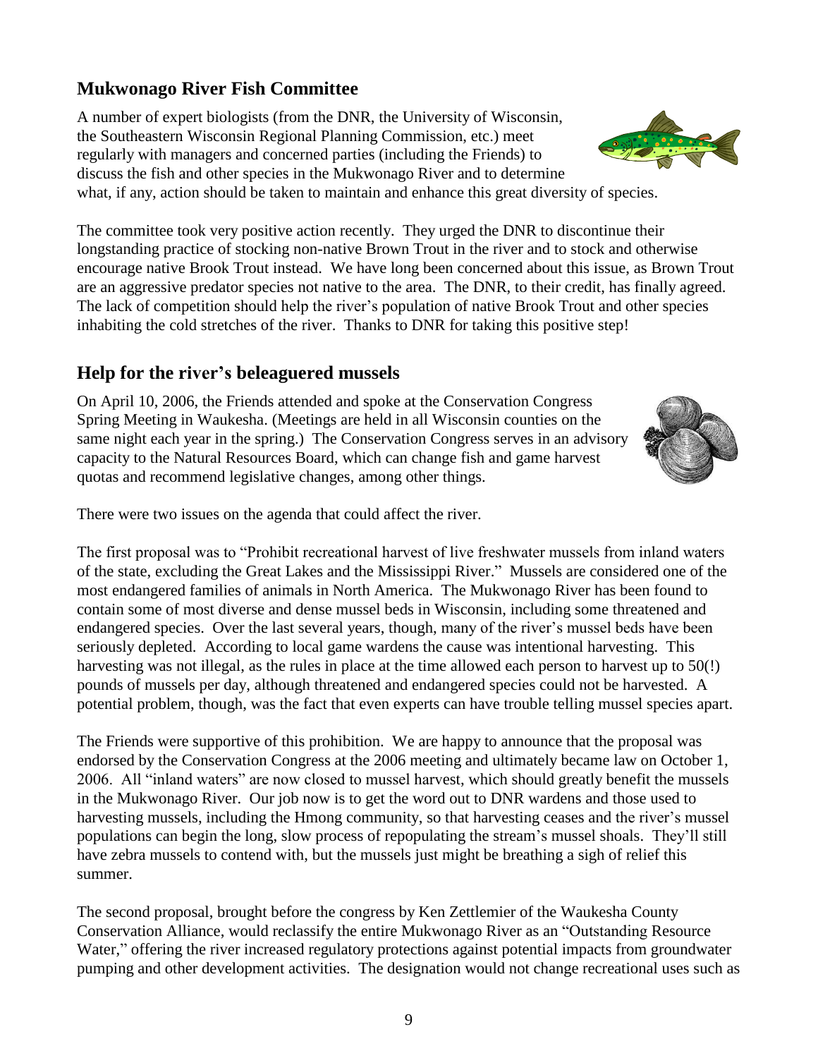## Mukwonago River Fish Committee

A number of expert biologists (from the DNR, the University of Wisconsin, the Southeastern Wisconsin Regional Planning Commission, etc.) meet regularly with managers and concerned parties (including the Friends) to discuss the fish and other species in the Mukwonago River and to determine what, if any, action should be taken to maintain and enhance this great diversity of species.

The committee took very positive action recently. They urged the DNR to discontinue their longstanding practice of stocking non-native Brown Trout in the river and to stock and otherwise encourage native Brook Trout instead. We have long been concerned about this issue, as Brown Trout are an aggressive predator species not native to the area. The DNR, to their credit, has finally agreed. The lack of competition should help the river's population of native Brook Trout and other species inhabiting the cold stretches of the river. Thanks to DNR for taking this positive step!

## Help for the river's beleaguered mussels

On April 10, 2006, the Friends attended and spoke at the Conservation Congress Spring Meeting in Waukesha. (Meetings are held in all Wisconsin counties on the same night each year in the spring.) The Conservation Congress serves in an advisory capacity to the Natural Resources Board, which can change fish and game harvest quotas and recommend legislative changes, among other things.

There were two issues on the agenda that could affect the river.

The first proposal was to "Prohibit recreational harvest of live freshwater mussels from inland waters of the state, excluding the Great Lakes and the Mississippi River." Mussels are considered one of the most endangered families of animals in North America. The Mukwonago River has been found to contain some of most diverse and dense mussel beds in Wisconsin, including some threatened and endangered species. Over the last several years, though, many of the river's mussel beds have been seriously depleted. According to local game wardens the cause was intentional harvesting. This harvesting was not illegal, as the rules in place at the time allowed each person to harvest up to 50(!) pounds of mussels per day, although threatened and endangered species could not be harvested. A potential problem, though, was the fact that even experts can have trouble telling mussel species apart.

The Friends were supportive of this prohibition. We are happy to announce that the proposal was endorsed by the Conservation Congress at the 2006 meeting and ultimately became law on October 1, 2006. All "inland waters" are now closed to mussel harvest, which should greatly benefit the mussels in the Mukwonago River. Our job now is to get the word out to DNR wardens and those used to harvesting mussels, including the Hmong community, so that harvesting ceases and the river's mussel populations can begin the long, slow process of repopulating the stream's mussel shoals. They'll still have zebra mussels to contend with, but the mussels just might be breathing a sigh of relief this summer.

The second proposal, brought before the congress by Ken Zettlemier of the Waukesha County Conservation Alliance, would reclassify the entire Mukwonago River as an "Outstanding Resource Water," offering the river increased regulatory protections against potential impacts from groundwater pumping and other development activities. The designation would not change recreational uses such as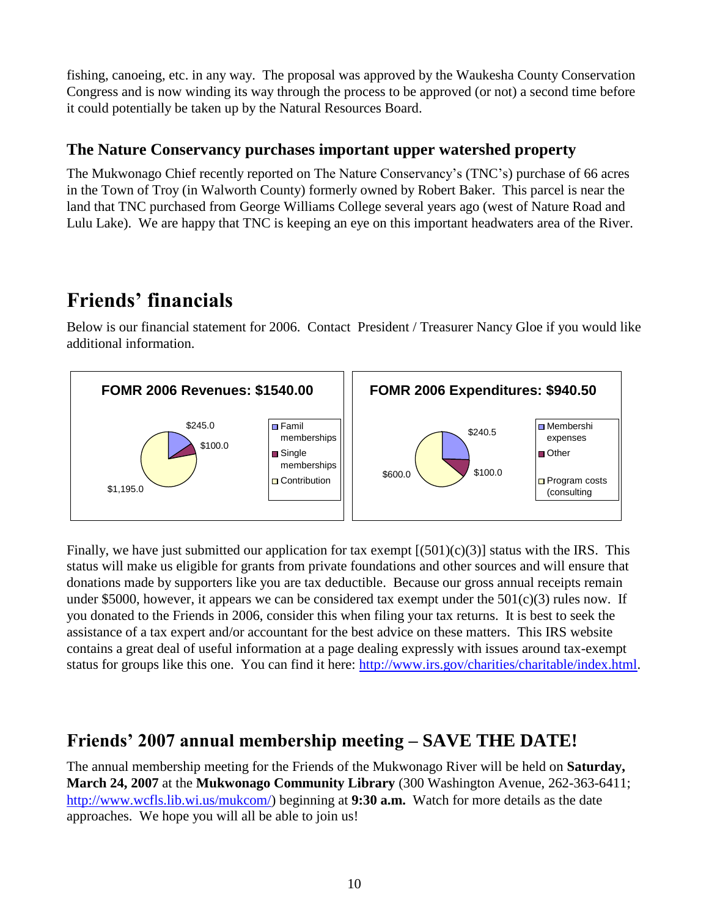fishing, canoeing, etc. in any way. The proposal was approved by the Waukesha County Conservation Congress and is now winding its way through the process to be approved (or not) a second time before it could potentially be taken up by the Natural Resources Board.

### The Nature Conservancy purchases important upper watershed property

The Mukwonago Chief recently reported on The Nature Conservancy's (TNC's) purchase of 66 acres in the Town of Troy (in Walworth County) formerly owned by Robert Baker. This parcel is near the land that TNC purchased from George Williams College several years ago (west of Nature Road and Lulu Lake). We are happy that TNC is keeping an eye on this important headwaters area of the River.

## Friends' financials

Below is our financial statement for 2006. Contact President / Treasurer Nancy Gloe if you would like additional information.

**FOMR 2006 Revenues: $1540.00**

| Category | Amount |
| --- | --- |
| Famil memberships | $245.0 |
| Single memberships | $100.0 |
| Contribution | $1,195.0 |

**FOMR 2006 Expenditures: $940.50**

| Category | Amount |
| --- | --- |
| Membershi expenses | $240.5 |
| Other | $100.0 |
| Program costs (consulting | $600.0 |

Finally, we have just submitted our application for tax exempt [(501)(c)(3)] status with the IRS. This status will make us eligible for grants from private foundations and other sources and will ensure that donations made by supporters like you are tax deductible. Because our gross annual receipts remain under $5000, however, it appears we can be considered tax exempt under the 501(c)(3) rules now. If you donated to the Friends in 2006, consider this when filing your tax returns. It is best to seek the assistance of a tax expert and/or accountant for the best advice on these matters. This IRS website contains a great deal of useful information at a page dealing expressly with issues around tax-exempt status for groups like this one. You can find it here: http://www.irs.gov/charities/charitable/index.html.

## Friends' 2007 annual membership meeting – SAVE THE DATE!

The annual membership meeting for the Friends of the Mukwonago River will be held on **Saturday, March 24, 2007** at the **Mukwonago Community Library** (300 Washington Avenue, 262-363-6411; http://www.wcfls.lib.wi.us/mukcom/) beginning at **9:30 a.m.** Watch for more details as the date approaches. We hope you will all be able to join us!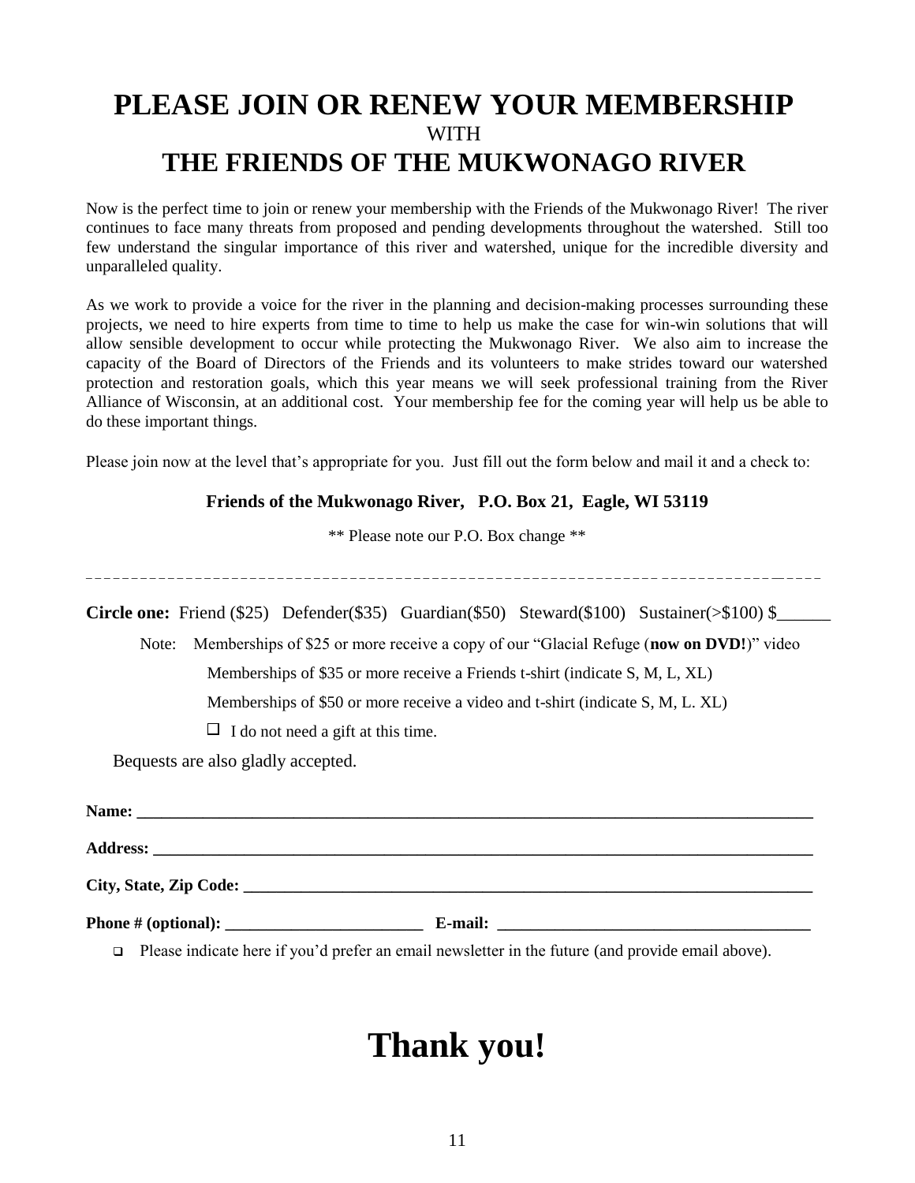# PLEASE JOIN OR RENEW YOUR MEMBERSHIP

WITH

# THE FRIENDS OF THE MUKWONAGO RIVER

Now is the perfect time to join or renew your membership with the Friends of the Mukwonago River! The river continues to face many threats from proposed and pending developments throughout the watershed. Still too few understand the singular importance of this river and watershed, unique for the incredible diversity and unparalleled quality.

As we work to provide a voice for the river in the planning and decision-making processes surrounding these projects, we need to hire experts from time to time to help us make the case for win-win solutions that will allow sensible development to occur while protecting the Mukwonago River. We also aim to increase the capacity of the Board of Directors of the Friends and its volunteers to make strides toward our watershed protection and restoration goals, which this year means we will seek professional training from the River Alliance of Wisconsin, at an additional cost. Your membership fee for the coming year will help us be able to do these important things.

Please join now at the level that's appropriate for you. Just fill out the form below and mail it and a check to:

**Friends of the Mukwonago River, P.O. Box 21, Eagle, WI 53119**

** Please note our P.O. Box change **

---

**Circle one:** Friend ($25) Defender($35) Guardian($50) Steward($100) Sustainer(>$100) $______

Note: Memberships of $25 or more receive a copy of our "Glacial Refuge (**now on DVD!**)" video

Memberships of $35 or more receive a Friends t-shirt (indicate S, M, L, XL)

Memberships of $50 or more receive a video and t-shirt (indicate S, M, L. XL)

☐ I do not need a gift at this time.

Bequests are also gladly accepted.

**Name:** ______________________________________________

**Address:** ______________________________________________

**City, State, Zip Code:** ______________________________________________

**Phone # (optional):** ________________________ **E-mail:** ________________________

- ☐ Please indicate here if you'd prefer an email newsletter in the future (and provide email above).

# Thank you!